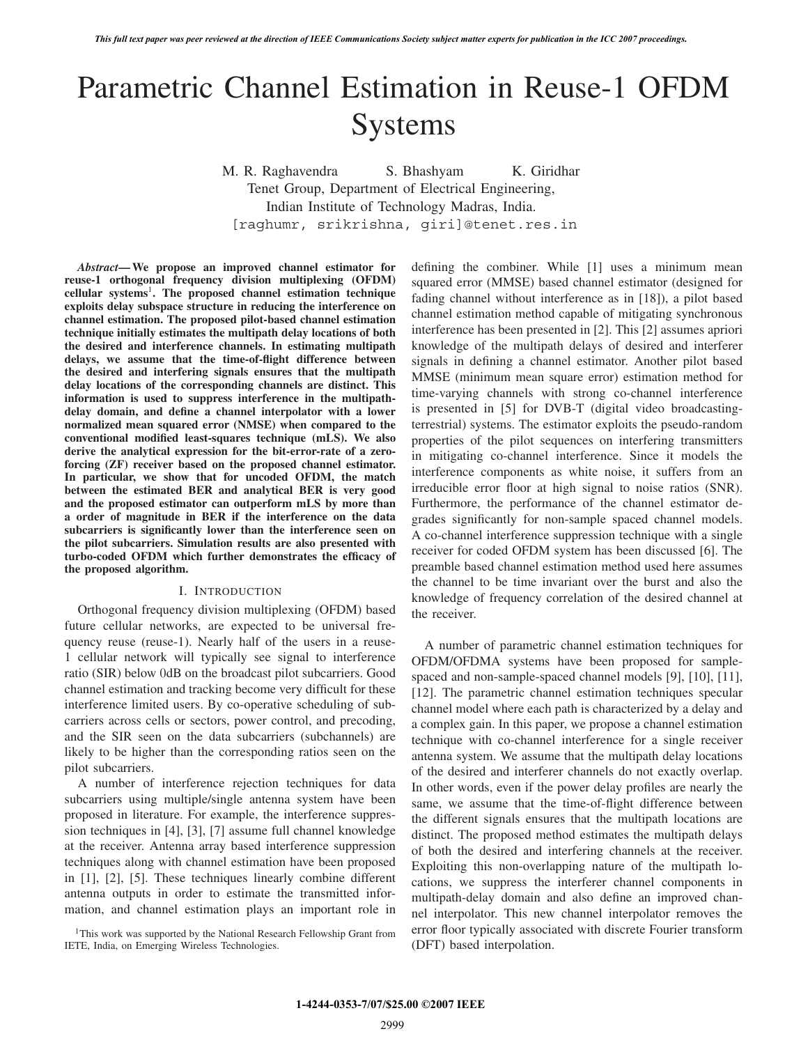# Parametric Channel Estimation in Reuse-1 OFDM Systems

M. R. Raghavendra S. Bhashyam K. Giridhar
Tenet Group, Department of Electrical Engineering,
Indian Institute of Technology Madras, India.
[raghumr, srikrishna, giri]@tenet.res.in

***Abstract*— We propose an improved channel estimator for reuse-1 orthogonal frequency division multiplexing (OFDM) cellular systems[1]. The proposed channel estimation technique exploits delay subspace structure in reducing the interference on channel estimation. The proposed pilot-based channel estimation technique initially estimates the multipath delay locations of both the desired and interference channels. In estimating multipath delays, we assume that the time-of-flight difference between the desired and interfering signals ensures that the multipath delay locations of the corresponding channels are distinct. This information is used to suppress interference in the multipath-delay domain, and define a channel interpolator with a lower normalized mean squared error (NMSE) when compared to the conventional modified least-squares technique (mLS). We also derive the analytical expression for the bit-error-rate of a zero-forcing (ZF) receiver based on the proposed channel estimator. In particular, we show that for uncoded OFDM, the match between the estimated BER and analytical BER is very good and the proposed estimator can outperform mLS by more than a order of magnitude in BER if the interference on the data subcarriers is significantly lower than the interference seen on the pilot subcarriers. Simulation results are also presented with turbo-coded OFDM which further demonstrates the efficacy of the proposed algorithm.**

## I. Introduction

Orthogonal frequency division multiplexing (OFDM) based future cellular networks, are expected to be universal frequency reuse (reuse-1). Nearly half of the users in a reuse-1 cellular network will typically see signal to interference ratio (SIR) below 0dB on the broadcast pilot subcarriers. Good channel estimation and tracking become very difficult for these interference limited users. By co-operative scheduling of subcarriers across cells or sectors, power control, and precoding, and the SIR seen on the data subcarriers (subchannels) are likely to be higher than the corresponding ratios seen on the pilot subcarriers.

A number of interference rejection techniques for data subcarriers using multiple/single antenna system have been proposed in literature. For example, the interference suppression techniques in [4], [3], [7] assume full channel knowledge at the receiver. Antenna array based interference suppression techniques along with channel estimation have been proposed in [1], [2], [5]. These techniques linearly combine different antenna outputs in order to estimate the transmitted information, and channel estimation plays an important role in defining the combiner. While [1] uses a minimum mean squared error (MMSE) based channel estimator (designed for fading channel without interference as in [18]), a pilot based channel estimation method capable of mitigating synchronous interference has been presented in [2]. This [2] assumes apriori knowledge of the multipath delays of desired and interferer signals in defining a channel estimator. Another pilot based MMSE (minimum mean square error) estimation method for time-varying channels with strong co-channel interference is presented in [5] for DVB-T (digital video broadcasting-terrestrial) systems. The estimator exploits the pseudo-random properties of the pilot sequences on interfering transmitters in mitigating co-channel interference. Since it models the interference components as white noise, it suffers from an irreducible error floor at high signal to noise ratios (SNR). Furthermore, the performance of the channel estimator degrades significantly for non-sample spaced channel models. A co-channel interference suppression technique with a single receiver for coded OFDM system has been discussed [6]. The preamble based channel estimation method used here assumes the channel to be time invariant over the burst and also the knowledge of frequency correlation of the desired channel at the receiver.

A number of parametric channel estimation techniques for OFDM/OFDMA systems have been proposed for sample-spaced and non-sample-spaced channel models [9], [10], [11], [12]. The parametric channel estimation techniques specular channel model where each path is characterized by a delay and a complex gain. In this paper, we propose a channel estimation technique with co-channel interference for a single receiver antenna system. We assume that the multipath delay locations of the desired and interferer channels do not exactly overlap. In other words, even if the power delay profiles are nearly the same, we assume that the time-of-flight difference between the different signals ensures that the multipath locations are distinct. The proposed method estimates the multipath delays of both the desired and interfering channels at the receiver. Exploiting this non-overlapping nature of the multipath locations, we suppress the interferer channel components in multipath-delay domain and also define an improved channel interpolator. This new channel interpolator removes the error floor typically associated with discrete Fourier transform (DFT) based interpolation.

[1]This work was supported by the National Research Fellowship Grant from IETE, India, on Emerging Wireless Technologies.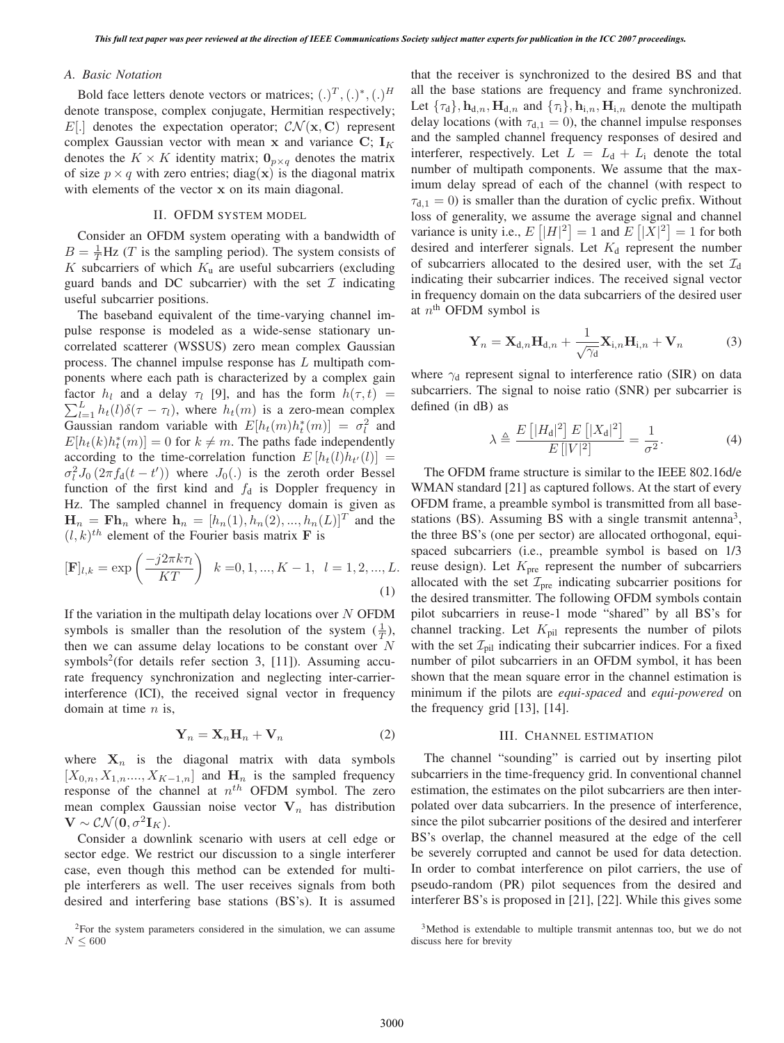### A. Basic Notation

Bold face letters denote vectors or matrices; $(.)^T, (.)^*, (.)^H$ denote transpose, complex conjugate, Hermitian respectively; $E[.]$ denotes the expectation operator; $\mathcal{CN}(\mathbf{x}, \mathbf{C})$ represent complex Gaussian vector with mean $\mathbf{x}$ and variance $\mathbf{C}$; $\mathbf{I}_K$ denotes the $K \times K$ identity matrix; $\mathbf{0}_{p\times q}$ denotes the matrix of size $p \times q$ with zero entries; $\text{diag}(\mathbf{x})$ is the diagonal matrix with elements of the vector $\mathbf{x}$ on its main diagonal.

## II. OFDM SYSTEM MODEL

Consider an OFDM system operating with a bandwidth of $B = \frac{1}{T}$Hz ($T$ is the sampling period). The system consists of $K$ subcarriers of which $K_u$ are useful subcarriers (excluding guard bands and DC subcarrier) with the set $\mathcal{I}$ indicating useful subcarrier positions.

The baseband equivalent of the time-varying channel impulse response is modeled as a wide-sense stationary uncorrelated scatterer (WSSUS) zero mean complex Gaussian process. The channel impulse response has $L$ multipath components where each path is characterized by a complex gain factor $h_l$ and a delay $\tau_l$ [9], and has the form $h(\tau, t) = \sum_{l=1}^{L} h_t(l)\delta(\tau - \tau_l)$, where $h_t(m)$ is a zero-mean complex Gaussian random variable with $E[h_t(m)h_t^*(m)] = \sigma_l^2$ and $E[h_t(k)h_t^*(m)] = 0$ for $k \neq m$. The paths fade independently according to the time-correlation function $E[h_t(l)h_{t'}(l)] = \sigma_l^2 J_0(2\pi f_d(t - t'))$ where $J_0(.)$ is the zeroth order Bessel function of the first kind and $f_d$ is Doppler frequency in Hz. The sampled channel in frequency domain is given as $\mathbf{H}_n = \mathbf{F}\mathbf{h}_n$ where $\mathbf{h}_n = [h_n(1), h_n(2), ..., h_n(L)]^T$ and the $(l,k)^{th}$ element of the Fourier basis matrix $\mathbf{F}$ is

$$[\mathbf{F}]_{l,k} = \exp\left(\frac{-j2\pi k\tau_l}{KT}\right) \quad k = 0, 1, ..., K-1, \quad l = 1, 2, ..., L. \tag{1}$$

If the variation in the multipath delay locations over $N$ OFDM symbols is smaller than the resolution of the system ($\frac{1}{T}$), then we can assume delay locations to be constant over $N$ symbols[2](for details refer section 3, [11]). Assuming accurate frequency synchronization and neglecting inter-carrier-interference (ICI), the received signal vector in frequency domain at time $n$ is,

$$\mathbf{Y}_n = \mathbf{X}_n \mathbf{H}_n + \mathbf{V}_n \tag{2}$$

where $\mathbf{X}_n$ is the diagonal matrix with data symbols $[X_{0,n}, X_{1,n}...., X_{K-1,n}]$ and $\mathbf{H}_n$ is the sampled frequency response of the channel at $n^{th}$ OFDM symbol. The zero mean complex Gaussian noise vector $\mathbf{V}_n$ has distribution $\mathbf{V} \sim \mathcal{CN}(\mathbf{0}, \sigma^2\mathbf{I}_K)$.

Consider a downlink scenario with users at cell edge or sector edge. We restrict our discussion to a single interferer case, even though this method can be extended for multiple interferers as well. The user receives signals from both desired and interfering base stations (BS's). It is assumed that the receiver is synchronized to the desired BS and that all the base stations are frequency and frame synchronized. Let $\{\tau_d\}, \mathbf{h}_{d,n}, \mathbf{H}_{d,n}$ and $\{\tau_i\}, \mathbf{h}_{i,n}, \mathbf{H}_{i,n}$ denote the multipath delay locations (with $\tau_{d,1} = 0$), the channel impulse responses and the sampled channel frequency responses of desired and interferer, respectively. Let $L = L_d + L_i$ denote the total number of multipath components. We assume that the maximum delay spread of each of the channel (with respect to $\tau_{d,1} = 0$) is smaller than the duration of cyclic prefix. Without loss of generality, we assume the average signal and channel variance is unity i.e., $E\left[|H|^2\right] = 1$ and $E\left[|X|^2\right] = 1$ for both desired and interferer signals. Let $K_d$ represent the number of subcarriers allocated to the desired user, with the set $\mathcal{I}_d$ indicating their subcarrier indices. The received signal vector in frequency domain on the data subcarriers of the desired user at $n^{th}$ OFDM symbol is

$$\mathbf{Y}_n = \mathbf{X}_{d,n}\mathbf{H}_{d,n} + \frac{1}{\sqrt{\gamma_d}}\mathbf{X}_{i,n}\mathbf{H}_{i,n} + \mathbf{V}_n \tag{3}$$

where $\gamma_d$ represent signal to interference ratio (SIR) on data subcarriers. The signal to noise ratio (SNR) per subcarrier is defined (in dB) as

$$\lambda \triangleq \frac{E\left[|H_d|^2\right] E\left[|X_d|^2\right]}{E\left[|V|^2\right]} = \frac{1}{\sigma^2}. \tag{4}$$

The OFDM frame structure is similar to the IEEE 802.16d/e WMAN standard [21] as captured follows. At the start of every OFDM frame, a preamble symbol is transmitted from all base-stations (BS). Assuming BS with a single transmit antenna[3], the three BS's (one per sector) are allocated orthogonal, equi-spaced subcarriers (i.e., preamble symbol is based on 1/3 reuse design). Let $K_{pre}$ represent the number of subcarriers allocated with the set $\mathcal{I}_{pre}$ indicating subcarrier positions for the desired transmitter. The following OFDM symbols contain pilot subcarriers in reuse-1 mode "shared" by all BS's for channel tracking. Let $K_{pil}$ represents the number of pilots with the set $\mathcal{I}_{pil}$ indicating their subcarrier indices. For a fixed number of pilot subcarriers in an OFDM symbol, it has been shown that the mean square error in the channel estimation is minimum if the pilots are *equi-spaced* and *equi-powered* on the frequency grid [13], [14].

## III. CHANNEL ESTIMATION

The channel "sounding" is carried out by inserting pilot subcarriers in the time-frequency grid. In conventional channel estimation, the estimates on the pilot subcarriers are then interpolated over data subcarriers. In the presence of interference, since the pilot subcarrier positions of the desired and interferer BS's overlap, the channel measured at the edge of the cell be severely corrupted and cannot be used for data detection. In order to combat interference on pilot carriers, the use of pseudo-random (PR) pilot sequences from the desired and interferer BS's is proposed in [21], [22]. While this gives some

---

[2] For the system parameters considered in the simulation, we can assume $N \leq 600$

[3] Method is extendable to multiple transmit antennas too, but we do not discuss here for brevity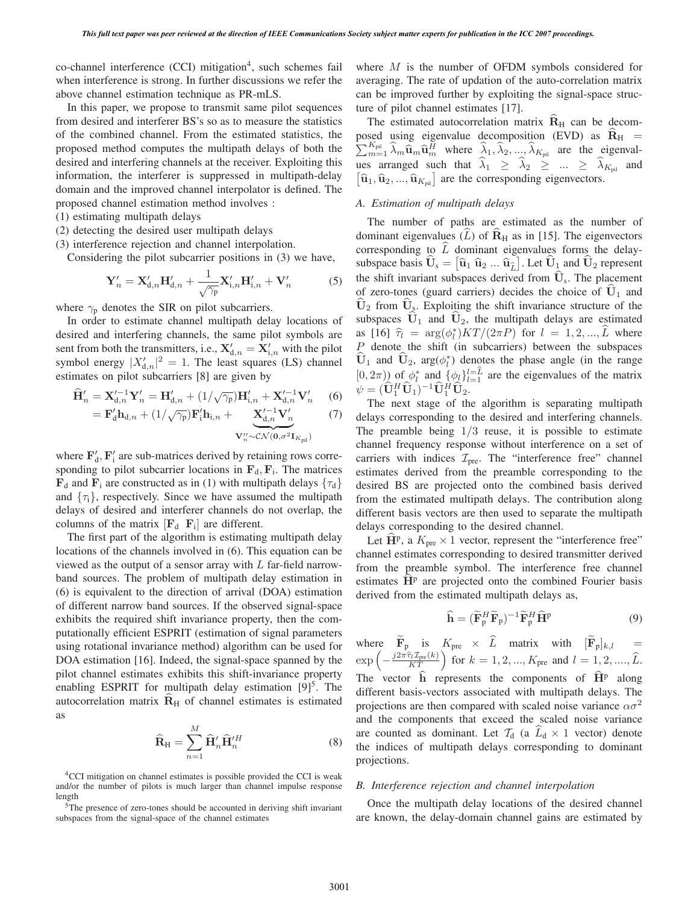co-channel interference (CCI) mitigation[4], such schemes fail when interference is strong. In further discussions we refer the above channel estimation technique as PR-mLS.

In this paper, we propose to transmit same pilot sequences from desired and interferer BS's so as to measure the statistics of the combined channel. From the estimated statistics, the proposed method computes the multipath delays of both the desired and interfering channels at the receiver. Exploiting this information, the interferer is suppressed in multipath-delay domain and the improved channel interpolator is defined. The proposed channel estimation method involves :

(1) estimating multipath delays
(2) detecting the desired user multipath delays
(3) interference rejection and channel interpolation.

Considering the pilot subcarrier positions in (3) we have,

$$\mathbf{Y}'_n = \mathbf{X}'_{\mathrm{d},n}\mathbf{H}'_{\mathrm{d},n} + \frac{1}{\sqrt{\gamma_{\mathrm{p}}}}\mathbf{X}'_{\mathrm{i},n}\mathbf{H}'_{\mathrm{i},n} + \mathbf{V}'_n \tag{5}$$

where $\gamma_{\mathrm{p}}$ denotes the SIR on pilot subcarriers.

In order to estimate channel multipath delay locations of desired and interfering channels, the same pilot symbols are sent from both the transmitters, i.e., $\mathbf{X}'_{\mathrm{d},n} = \mathbf{X}'_{\mathrm{i},n}$ with the pilot symbol energy $|X'_{\mathrm{d},n}|^2 = 1$. The least squares (LS) channel estimates on pilot subcarriers [8] are given by

$$\widehat{\mathbf{H}}'_n = \mathbf{X}'^{-1}_{\mathrm{d},n}\mathbf{Y}'_n = \mathbf{H}'_{\mathrm{d},n} + (1/\sqrt{\gamma_{\mathrm{p}}})\mathbf{H}'_{\mathrm{i},n} + \mathbf{X}'^{-1}_{\mathrm{d},n}\mathbf{V}'_n \tag{6}$$

$$= \mathbf{F}'_{\mathrm{d}}\mathbf{h}_{\mathrm{d},n} + (1/\sqrt{\gamma_{\mathrm{p}}})\mathbf{F}'_{\mathrm{i}}\mathbf{h}_{\mathrm{i},n} + \underbrace{\mathbf{X}'^{-1}_{\mathrm{d},n}\mathbf{V}'_n}_{\mathbf{V}''_n \sim \mathcal{CN}(\mathbf{0},\sigma^2\mathbf{I}_{K_{\mathrm{pil}}})} \tag{7}$$

where $\mathbf{F}'_{\mathrm{d}}, \mathbf{F}'_{\mathrm{i}}$ are sub-matrices derived by retaining rows corresponding to pilot subcarrier locations in $\mathbf{F}_{\mathrm{d}}, \mathbf{F}_{\mathrm{i}}$. The matrices $\mathbf{F}_{\mathrm{d}}$ and $\mathbf{F}_{\mathrm{i}}$ are constructed as in (1) with multipath delays $\{\tau_{\mathrm{d}}\}$ and $\{\tau_{\mathrm{i}}\}$, respectively. Since we have assumed the multipath delays of desired and interferer channels do not overlap, the columns of the matrix $[\mathbf{F}_{\mathrm{d}} \;\; \mathbf{F}_{\mathrm{i}}]$ are different.

The first part of the algorithm is estimating multipath delay locations of the channels involved in (6). This equation can be viewed as the output of a sensor array with $L$ far-field narrowband sources. The problem of multipath delay estimation in (6) is equivalent to the direction of arrival (DOA) estimation of different narrow band sources. If the observed signal-space exhibits the required shift invariance property, then the computationally efficient ESPRIT (estimation of signal parameters using rotational invariance method) algorithm can be used for DOA estimation [16]. Indeed, the signal-space spanned by the pilot channel estimates exhibits this shift-invariance property enabling ESPRIT for multipath delay estimation [9][5]. The autocorrelation matrix $\widehat{\mathbf{R}}_{\mathrm{H}}$ of channel estimates is estimated as

$$\widehat{\mathbf{R}}_{\mathrm{H}} = \sum_{n=1}^{M} \widehat{\mathbf{H}}'_n \widehat{\mathbf{H}}'^{H}_n \tag{8}$$

where $M$ is the number of OFDM symbols considered for averaging. The rate of updation of the auto-correlation matrix can be improved further by exploiting the signal-space structure of pilot channel estimates [17].

The estimated autocorrelation matrix $\widehat{\mathbf{R}}_{\mathrm{H}}$ can be decomposed using eigenvalue decomposition (EVD) as $\widehat{\mathbf{R}}_{\mathrm{H}} = \sum_{m=1}^{K_{\mathrm{pil}}} \widehat{\lambda}_m \widehat{\mathbf{u}}_m \widehat{\mathbf{u}}_m^H$ where $\widehat{\lambda}_1, \widehat{\lambda}_2, ..., \widehat{\lambda}_{K_{\mathrm{pil}}}$ are the eigenvalues arranged such that $\widehat{\lambda}_1 \geq \widehat{\lambda}_2 \geq ... \geq \widehat{\lambda}_{K_{\mathrm{pil}}}$ and $[\widehat{\mathbf{u}}_1, \widehat{\mathbf{u}}_2, ..., \widehat{\mathbf{u}}_{K_{\mathrm{pil}}}]$ are the corresponding eigenvectors.

### *A. Estimation of multipath delays*

The number of paths are estimated as the number of dominant eigenvalues ($\widehat{L}$) of $\widehat{\mathbf{R}}_{\mathrm{H}}$ as in [15]. The eigenvectors corresponding to $\widehat{L}$ dominant eigenvalues forms the delay-subspace basis $\widehat{\mathbf{U}}_{\mathrm{s}} = [\widehat{\mathbf{u}}_1 \; \widehat{\mathbf{u}}_2 \; ... \; \widehat{\mathbf{u}}_{\widehat{L}}]$. Let $\widehat{\mathbf{U}}_1$ and $\widehat{\mathbf{U}}_2$ represent the shift invariant subspaces derived from $\widehat{\mathbf{U}}_{\mathrm{s}}$. The placement of zero-tones (guard carriers) decides the choice of $\widehat{\mathbf{U}}_1$ and $\widehat{\mathbf{U}}_2$ from $\widehat{\mathbf{U}}_{\mathrm{s}}$. Exploiting the shift invariance structure of the subspaces $\widehat{\mathbf{U}}_1$ and $\widehat{\mathbf{U}}_2$, the multipath delays are estimated as [16] $\widehat{\tau}_l = \arg(\phi_l^*)KT/(2\pi P)$ for $l = 1, 2, ..., \widehat{L}$ where $P$ denote the shift (in subcarriers) between the subspaces $\widehat{\mathbf{U}}_1$ and $\widehat{\mathbf{U}}_2$, $\arg(\phi_l^*)$ denotes the phase angle (in the range $[0, 2\pi)$) of $\phi_l^*$ and $\{\phi_l\}_{l=1}^{l=\widehat{L}}$ are the eigenvalues of the matrix $\psi = (\widehat{\mathbf{U}}_1^H \widehat{\mathbf{U}}_1)^{-1} \widehat{\mathbf{U}}_1^H \widehat{\mathbf{U}}_2$.

The next stage of the algorithm is separating multipath delays corresponding to the desired and interfering channels. The preamble being $1/3$ reuse, it is possible to estimate channel frequency response without interference on a set of carriers with indices $\mathcal{I}_{\mathrm{pre}}$. The "interference free" channel estimates derived from the preamble corresponding to the desired BS are projected onto the combined basis derived from the estimated multipath delays. The contribution along different basis vectors are then used to separate the multipath delays corresponding to the desired channel.

Let $\widehat{\mathbf{H}}^{\mathrm{p}}$, a $K_{\mathrm{pre}} \times 1$ vector, represent the "interference free" channel estimates corresponding to desired transmitter derived from the preamble symbol. The interference free channel estimates $\widehat{\mathbf{H}}^{\mathrm{p}}$ are projected onto the combined Fourier basis derived from the estimated multipath delays as,

$$\widehat{\mathbf{h}} = (\widetilde{\mathbf{F}}_{\mathrm{p}}^H \widetilde{\mathbf{F}}_{\mathrm{p}})^{-1} \widetilde{\mathbf{F}}_{\mathrm{p}}^H \widehat{\mathbf{H}}^{\mathrm{p}} \tag{9}$$

where $\widetilde{\mathbf{F}}_{\mathrm{p}}$ is $K_{\mathrm{pre}} \times \widehat{L}$ matrix with $[\widetilde{\mathbf{F}}_{\mathrm{p}}]_{k,l} = \exp\left(-\frac{j2\pi\widehat{\tau}_l \mathcal{I}_{\mathrm{pre}}(k)}{KT}\right)$ for $k = 1, 2, ..., K_{\mathrm{pre}}$ and $l = 1, 2, ...., \widehat{L}$. The vector $\widehat{\mathbf{h}}$ represents the components of $\widehat{\mathbf{H}}^{\mathrm{p}}$ along different basis-vectors associated with multipath delays. The projections are then compared with scaled noise variance $\alpha\sigma^2$ and the components that exceed the scaled noise variance are counted as dominant. Let $\mathcal{T}_{\mathrm{d}}$ (a $\widehat{L}_{\mathrm{d}} \times 1$ vector) denote the indices of multipath delays corresponding to dominant projections.

### *B. Interference rejection and channel interpolation*

Once the multipath delay locations of the desired channel are known, the delay-domain channel gains are estimated by

[4]CCI mitigation on channel estimates is possible provided the CCI is weak and/or the number of pilots is much larger than channel impulse response length

[5]The presence of zero-tones should be accounted in deriving shift invariant subspaces from the signal-space of the channel estimates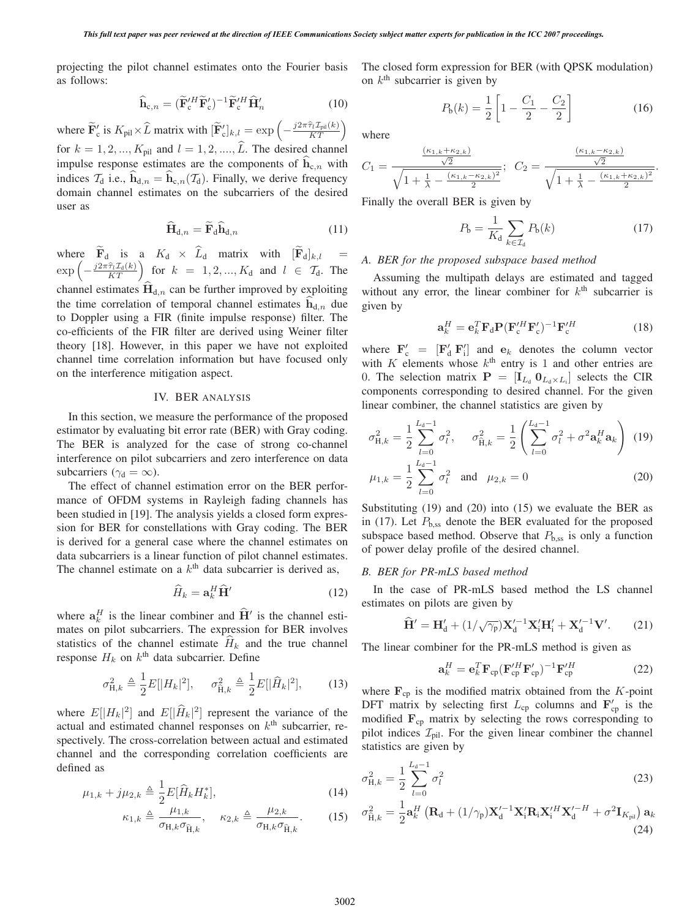projecting the pilot channel estimates onto the Fourier basis as follows:

$$\widehat{\mathbf{h}}_{\mathrm{c},n} = (\widetilde{\mathbf{F}}_{\mathrm{c}}'^{H}\widetilde{\mathbf{F}}_{\mathrm{c}}')^{-1}\widetilde{\mathbf{F}}_{\mathrm{c}}'^{H}\widehat{\mathbf{H}}_n' \tag{10}$$

where $\widetilde{\mathbf{F}}_{\mathrm{c}}'$ is $K_{\mathrm{pil}}\times\widehat{L}$ matrix with $[\widetilde{\mathbf{F}}_{\mathrm{c}}']_{k,l} = \exp\left(-\frac{j2\pi\widehat{\tau}_l\mathcal{I}_{\mathrm{pil}}(k)}{KT}\right)$ for $k = 1,2,...,K_{\mathrm{pil}}$ and $l = 1,2,....,\widehat{L}$. The desired channel impulse response estimates are the components of $\widehat{\mathbf{h}}_{\mathrm{c},n}$ with indices $\mathcal{T}_{\mathrm{d}}$ i.e., $\widehat{\mathbf{h}}_{\mathrm{d},n} = \widehat{\mathbf{h}}_{\mathrm{c},n}(\mathcal{T}_{\mathrm{d}})$. Finally, we derive frequency domain channel estimates on the subcarriers of the desired user as

$$\widehat{\mathbf{H}}_{\mathrm{d},n} = \widetilde{\mathbf{F}}_{\mathrm{d}}\widehat{\mathbf{h}}_{\mathrm{d},n} \tag{11}$$

where $\widetilde{\mathbf{F}}_{\mathrm{d}}$ is a $K_{\mathrm{d}}\times\widehat{L}_{\mathrm{d}}$ matrix with $[\widetilde{\mathbf{F}}_{\mathrm{d}}]_{k,l} = \exp\left(-\frac{j2\pi\widehat{\tau}_l\mathcal{I}_{\mathrm{d}}(k)}{KT}\right)$ for $k = 1,2,...,K_{\mathrm{d}}$ and $l \in \mathcal{T}_{\mathrm{d}}$. The channel estimates $\widehat{\mathbf{H}}_{\mathrm{d},n}$ can be further improved by exploiting the time correlation of temporal channel estimates $\widehat{\mathbf{h}}_{\mathrm{d},n}$ due to Doppler using a FIR (finite impulse response) filter. The co-efficients of the FIR filter are derived using Weiner filter theory [18]. However, in this paper we have not exploited channel time correlation information but have focused only on the interference mitigation aspect.

## IV. BER ANALYSIS

In this section, we measure the performance of the proposed estimator by evaluating bit error rate (BER) with Gray coding. The BER is analyzed for the case of strong co-channel interference on pilot subcarriers and zero interference on data subcarriers ($\gamma_{\mathrm{d}} = \infty$).

The effect of channel estimation error on the BER performance of OFDM systems in Rayleigh fading channels has been studied in [19]. The analysis yields a closed form expression for BER for constellations with Gray coding. The BER is derived for a general case where the channel estimates on data subcarriers is a linear function of pilot channel estimates. The channel estimate on a $k^{\text{th}}$ data subcarrier is derived as,

$$\widehat{H}_k = \mathbf{a}_k^H\widehat{\mathbf{H}}' \tag{12}$$

where $\mathbf{a}_k^H$ is the linear combiner and $\widehat{\mathbf{H}}'$ is the channel estimates on pilot subcarriers. The expression for BER involves statistics of the channel estimate $\widehat{H}_k$ and the true channel response $H_k$ on $k^{\text{th}}$ data subcarrier. Define

$$\sigma_{\mathrm{H},k}^2 \triangleq \frac{1}{2}E[|H_k|^2], \qquad \sigma_{\widehat{\mathrm{H}},k}^2 \triangleq \frac{1}{2}E[|\widehat{H}_k|^2], \tag{13}$$

where $E[|H_k|^2]$ and $E[|\widehat{H}_k|^2]$ represent the variance of the actual and estimated channel responses on $k^{\text{th}}$ subcarrier, respectively. The cross-correlation between actual and estimated channel and the corresponding correlation coefficients are defined as

$$\mu_{1,k} + j\mu_{2,k} \triangleq \frac{1}{2}E[\widehat{H}_k H_k^*], \tag{14}$$

$$\kappa_{1,k} \triangleq \frac{\mu_{1,k}}{\sigma_{\mathrm{H},k}\sigma_{\widehat{\mathrm{H}},k}}, \quad \kappa_{2,k} \triangleq \frac{\mu_{2,k}}{\sigma_{\mathrm{H},k}\sigma_{\widehat{\mathrm{H}},k}}. \tag{15}$$

The closed form expression for BER (with QPSK modulation) on $k^{\text{th}}$ subcarrier is given by

$$P_{\mathrm{b}}(k) = \frac{1}{2}\left[1 - \frac{C_1}{2} - \frac{C_2}{2}\right] \tag{16}$$

where

$$C_1 = \frac{\frac{(\kappa_{1,k}+\kappa_{2,k})}{\sqrt{2}}}{\sqrt{1+\frac{1}{\lambda}-\frac{(\kappa_{1,k}-\kappa_{2,k})^2}{2}}}; \quad C_2 = \frac{\frac{(\kappa_{1,k}-\kappa_{2,k})}{\sqrt{2}}}{\sqrt{1+\frac{1}{\lambda}-\frac{(\kappa_{1,k}+\kappa_{2,k})^2}{2}}}.$$

Finally the overall BER is given by

$$P_{\mathrm{b}} = \frac{1}{K_{\mathrm{d}}}\sum_{k\in\mathcal{I}_{\mathrm{d}}} P_{\mathrm{b}}(k) \tag{17}$$

### A. BER for the proposed subspace based method

Assuming the multipath delays are estimated and tagged without any error, the linear combiner for $k^{\text{th}}$ subcarrier is given by

$$\mathbf{a}_k^H = \mathbf{e}_k^T\mathbf{F}_{\mathrm{d}}\mathbf{P}(\mathbf{F}_{\mathrm{c}}'^H\mathbf{F}_{\mathrm{c}}')^{-1}\mathbf{F}_{\mathrm{c}}'^H \tag{18}$$

where $\mathbf{F}_{\mathrm{c}}' = [\mathbf{F}_{\mathrm{d}}'\ \mathbf{F}_{\mathrm{i}}']$ and $\mathbf{e}_k$ denotes the column vector with $K$ elements whose $k^{\text{th}}$ entry is 1 and other entries are 0. The selection matrix $\mathbf{P} = [\mathbf{I}_{L_{\mathrm{d}}}\ \mathbf{0}_{L_{\mathrm{d}}\times L_{\mathrm{i}}}]$ selects the CIR components corresponding to desired channel. For the given linear combiner, the channel statistics are given by

$$\sigma_{\mathrm{H},k}^2 = \frac{1}{2}\sum_{l=0}^{L_{\mathrm{d}}-1}\sigma_l^2, \qquad \sigma_{\widehat{\mathrm{H}},k}^2 = \frac{1}{2}\left(\sum_{l=0}^{L_{\mathrm{d}}-1}\sigma_l^2 + \sigma^2\mathbf{a}_k^H\mathbf{a}_k\right) \tag{19}$$

$$\mu_{1,k} = \frac{1}{2}\sum_{l=0}^{L_{\mathrm{d}}-1}\sigma_l^2 \quad \text{and} \quad \mu_{2,k} = 0 \tag{20}$$

Substituting (19) and (20) into (15) we evaluate the BER as in (17). Let $P_{\mathrm{b,ss}}$ denote the BER evaluated for the proposed subspace based method. Observe that $P_{\mathrm{b,ss}}$ is only a function of power delay profile of the desired channel.

### B. BER for PR-mLS based method

In the case of PR-mLS based method the LS channel estimates on pilots are given by

$$\widehat{\mathbf{H}}' = \mathbf{H}_{\mathrm{d}}' + (1/\sqrt{\gamma_{\mathrm{p}}})\mathbf{X}_{\mathrm{d}}'^{-1}\mathbf{X}_{\mathrm{i}}'\mathbf{H}_{\mathrm{i}}' + \mathbf{X}_{\mathrm{d}}'^{-1}\mathbf{V}'. \tag{21}$$

The linear combiner for the PR-mLS method is given as

$$\mathbf{a}_k^H = \mathbf{e}_k^T\mathbf{F}_{\mathrm{cp}}(\mathbf{F}_{\mathrm{cp}}'^H\mathbf{F}_{\mathrm{cp}}')^{-1}\mathbf{F}_{\mathrm{cp}}'^H \tag{22}$$

where $\mathbf{F}_{\mathrm{cp}}$ is the modified matrix obtained from the $K$-point DFT matrix by selecting first $L_{\mathrm{cp}}$ columns and $\mathbf{F}_{\mathrm{cp}}'$ is the modified $\mathbf{F}_{\mathrm{cp}}$ matrix by selecting the rows corresponding to pilot indices $\mathcal{I}_{\mathrm{pil}}$. For the given linear combiner the channel statistics are given by

$$\sigma_{\mathrm{H},k}^2 = \frac{1}{2}\sum_{l=0}^{L_{\mathrm{d}}-1}\sigma_l^2 \tag{23}$$

$$\sigma_{\widehat{\mathrm{H}},k}^2 = \frac{1}{2}\mathbf{a}_k^H\left(\mathbf{R}_{\mathrm{d}} + (1/\gamma_{\mathrm{p}})\mathbf{X}_{\mathrm{d}}'^{-1}\mathbf{X}_{\mathrm{i}}'\mathbf{R}_{\mathrm{i}}\mathbf{X}_{\mathrm{i}}'^H\mathbf{X}_{\mathrm{d}}'^{-H} + \sigma^2\mathbf{I}_{K_{\mathrm{pil}}}\right)\mathbf{a}_k \tag{24}$$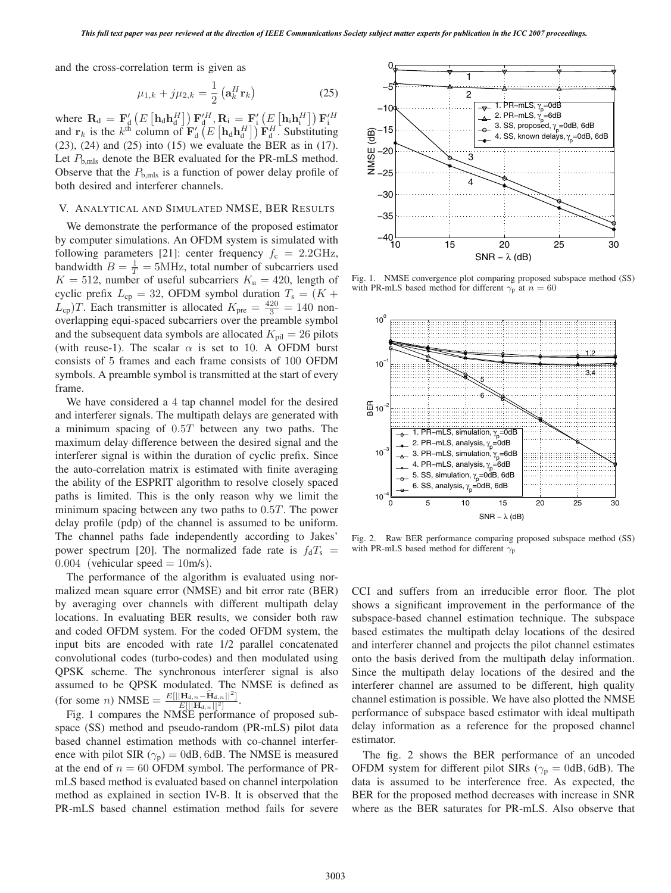and the cross-correlation term is given as

$$\mu_{1,k} + j\mu_{2,k} = \frac{1}{2}\left(\mathbf{a}_k^H \mathbf{r}_k\right) \tag{25}$$

where $\mathbf{R}_\mathrm{d} = \mathbf{F}'_\mathrm{d}\left(E\left[\mathbf{h}_\mathrm{d}\mathbf{h}_\mathrm{d}^H\right]\right)\mathbf{F}'^H_\mathrm{d}, \mathbf{R}_\mathrm{i} = \mathbf{F}'_\mathrm{i}\left(E\left[\mathbf{h}_\mathrm{i}\mathbf{h}_\mathrm{i}^H\right]\right)\mathbf{F}'^H_\mathrm{i}$ and $\mathbf{r}_k$ is the $k^\mathrm{th}$ column of $\mathbf{F}'_\mathrm{d}\left(E\left[\mathbf{h}_\mathrm{d}\mathbf{h}_\mathrm{d}^H\right]\right)\mathbf{F}_\mathrm{d}^H$. Substituting (23), (24) and (25) into (15) we evaluate the BER as in (17). Let $P_\mathrm{b,mls}$ denote the BER evaluated for the PR-mLS method. Observe that the $P_\mathrm{b,mls}$ is a function of power delay profile of both desired and interferer channels.

## V. Analytical and Simulated NMSE, BER Results

We demonstrate the performance of the proposed estimator by computer simulations. An OFDM system is simulated with following parameters [21]: center frequency $f_\mathrm{c} = 2.2$GHz, bandwidth $B = \frac{1}{T} = 5$MHz, total number of subcarriers used $K = 512$, number of useful subcarriers $K_\mathrm{u} = 420$, length of cyclic prefix $L_\mathrm{cp} = 32$, OFDM symbol duration $T_\mathrm{s} = (K + L_\mathrm{cp})T$. Each transmitter is allocated $K_\mathrm{pre} = \frac{420}{3} = 140$ non-overlapping equi-spaced subcarriers over the preamble symbol and the subsequent data symbols are allocated $K_\mathrm{pil} = 26$ pilots (with reuse-1). The scalar $\alpha$ is set to 10. A OFDM burst consists of 5 frames and each frame consists of 100 OFDM symbols. A preamble symbol is transmitted at the start of every frame.

We have considered a 4 tap channel model for the desired and interferer signals. The multipath delays are generated with a minimum spacing of $0.5T$ between any two paths. The maximum delay difference between the desired signal and the interferer signal is within the duration of cyclic prefix. Since the auto-correlation matrix is estimated with finite averaging the ability of the ESPRIT algorithm to resolve closely spaced paths is limited. This is the only reason why we limit the minimum spacing between any two paths to $0.5T$. The power delay profile (pdp) of the channel is assumed to be uniform. The channel paths fade independently according to Jakes' power spectrum [20]. The normalized fade rate is $f_\mathrm{d}T_\mathrm{s} = 0.004$ (vehicular speed = 10m/s).

The performance of the algorithm is evaluated using normalized mean square error (NMSE) and bit error rate (BER) by averaging over channels with different multipath delay locations. In evaluating BER results, we consider both raw and coded OFDM system. For the coded OFDM system, the input bits are encoded with rate 1/2 parallel concatenated convolutional codes (turbo-codes) and then modulated using QPSK scheme. The synchronous interferer signal is also assumed to be QPSK modulated. The NMSE is defined as (for some $n$) NMSE $= \frac{E[||\mathbf{H}_{\mathrm{d},n} - \widehat{\mathbf{H}}_{\mathrm{d},n}||^2]}{E[||\mathbf{H}_{\mathrm{d},n}||^2]}$.

Fig. 1 compares the NMSE performance of proposed subspace (SS) method and pseudo-random (PR-mLS) pilot data based channel estimation methods with co-channel interference with pilot SIR ($\gamma_\mathrm{p}$) = 0dB, 6dB. The NMSE is measured at the end of $n = 60$ OFDM symbol. The performance of PR-mLS based method is evaluated based on channel interpolation method as explained in section IV-B. It is observed that the PR-mLS based channel estimation method fails for severe CCI and suffers from an irreducible error floor. The plot shows a significant improvement in the performance of the subspace-based channel estimation technique. The subspace based estimates the multipath delay locations of the desired and interferer channel and projects the pilot channel estimates onto the basis derived from the multipath delay information. Since the multipath delay locations of the desired and the interferer channel are assumed to be different, high quality channel estimation is possible. We have also plotted the NMSE performance of subspace based estimator with ideal multipath delay information as a reference for the proposed channel estimator.

Fig. 1. NMSE convergence plot comparing proposed subspace method (SS) with PR-mLS based method for different $\gamma_\mathrm{p}$ at $n = 60$

Fig. 2. Raw BER performance comparing proposed subspace method (SS) with PR-mLS based method for different $\gamma_\mathrm{p}$

The fig. 2 shows the BER performance of an uncoded OFDM system for different pilot SIRs ($\gamma_\mathrm{p}$ = 0dB, 6dB). The data is assumed to be interference free. As expected, the BER for the proposed method decreases with increase in SNR where as the BER saturates for PR-mLS. Also observe that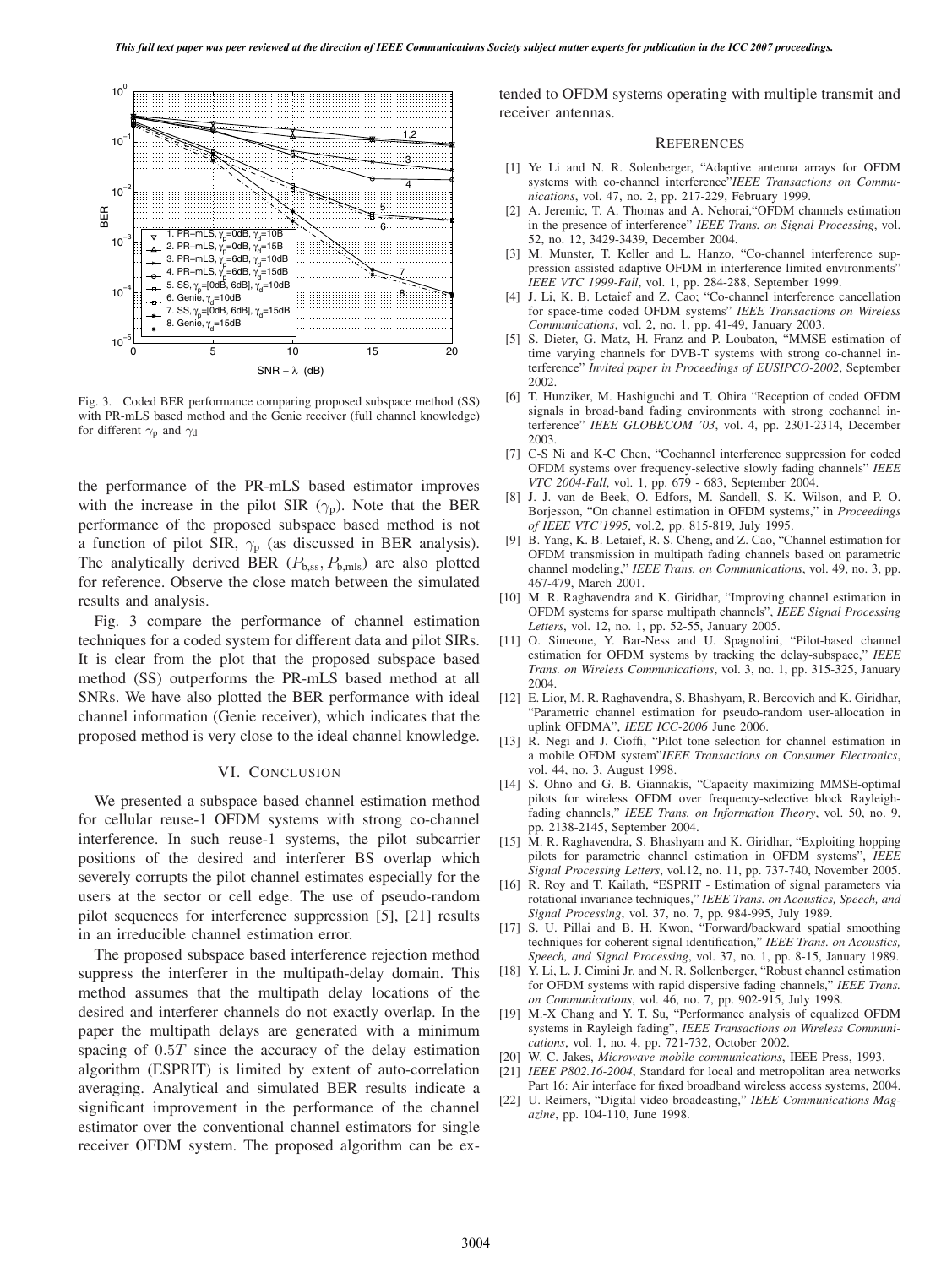$10^0$

$10^{-1}$

$10^{-2}$

$10^{-3}$

$10^{-4}$

$10^{-5}$

BER

0 5 10 15 20

SNR – λ (dB)

1,2

3

4

5

6

7

8

1. PR–mLS, $\gamma_p$=0dB, $\gamma_d$=10B

2. PR–mLS, $\gamma_p$=0dB, $\gamma_d$=15B

3. PR–mLS, $\gamma_p$=6dB, $\gamma_d$=10dB

4. PR–mLS, $\gamma_p$=6dB, $\gamma_d$=15dB

5. SS, $\gamma_p$=[0dB, 6dB], $\gamma_d$=10dB

6. Genie, $\gamma_d$=10dB

7. SS, $\gamma_p$=[0dB, 6dB], $\gamma_d$=15dB

8. Genie, $\gamma_d$=15dB

Fig. 3. Coded BER performance comparing proposed subspace method (SS) with PR-mLS based method and the Genie receiver (full channel knowledge) for different $\gamma_p$ and $\gamma_d$

the performance of the PR-mLS based estimator improves with the increase in the pilot SIR ($\gamma_p$). Note that the BER performance of the proposed subspace based method is not a function of pilot SIR, $\gamma_p$ (as discussed in BER analysis). The analytically derived BER ($P_{b,ss}, P_{b,mls}$) are also plotted for reference. Observe the close match between the simulated results and analysis.

Fig. 3 compare the performance of channel estimation techniques for a coded system for different data and pilot SIRs. It is clear from the plot that the proposed subspace based method (SS) outperforms the PR-mLS based method at all SNRs. We have also plotted the BER performance with ideal channel information (Genie receiver), which indicates that the proposed method is very close to the ideal channel knowledge.

## VI. Conclusion

We presented a subspace based channel estimation method for cellular reuse-1 OFDM systems with strong co-channel interference. In such reuse-1 systems, the pilot subcarrier positions of the desired and interferer BS overlap which severely corrupts the pilot channel estimates especially for the users at the sector or cell edge. The use of pseudo-random pilot sequences for interference suppression [5], [21] results in an irreducible channel estimation error.

The proposed subspace based interference rejection method suppress the interferer in the multipath-delay domain. This method assumes that the multipath delay locations of the desired and interferer channels do not exactly overlap. In the paper the multipath delays are generated with a minimum spacing of $0.5T$ since the accuracy of the delay estimation algorithm (ESPRIT) is limited by extent of auto-correlation averaging. Analytical and simulated BER results indicate a significant improvement in the performance of the channel estimator over the conventional channel estimators for single receiver OFDM system. The proposed algorithm can be extended to OFDM systems operating with multiple transmit and receiver antennas.

## References

[1] Ye Li and N. R. Solenberger, "Adaptive antenna arrays for OFDM systems with co-channel interference"*IEEE Transactions on Communications*, vol. 47, no. 2, pp. 217-229, February 1999.

[2] A. Jeremic, T. A. Thomas and A. Nehorai,"OFDM channels estimation in the presence of interference" *IEEE Trans. on Signal Processing*, vol. 52, no. 12, 3429-3439, December 2004.

[3] M. Munster, T. Keller and L. Hanzo, "Co-channel interference suppression assisted adaptive OFDM in interference limited environments" *IEEE VTC 1999-Fall*, vol. 1, pp. 284-288, September 1999.

[4] J. Li, K. B. Letaief and Z. Cao; "Co-channel interference cancellation for space-time coded OFDM systems" *IEEE Transactions on Wireless Communications*, vol. 2, no. 1, pp. 41-49, January 2003.

[5] S. Dieter, G. Matz, H. Franz and P. Loubaton, "MMSE estimation of time varying channels for DVB-T systems with strong co-channel interference" *Invited paper in Proceedings of EUSIPCO-2002*, September 2002.

[6] T. Hunziker, M. Hashiguchi and T. Ohira "Reception of coded OFDM signals in broad-band fading environments with strong cochannel interference" *IEEE GLOBECOM '03*, vol. 4, pp. 2301-2314, December 2003.

[7] C-S Ni and K-C Chen, "Cochannel interference suppression for coded OFDM systems over frequency-selective slowly fading channels" *IEEE VTC 2004-Fall*, vol. 1, pp. 679 - 683, September 2004.

[8] J. J. van de Beek, O. Edfors, M. Sandell, S. K. Wilson, and P. O. Borjesson, "On channel estimation in OFDM systems," in *Proceedings of IEEE VTC'1995*, vol.2, pp. 815-819, July 1995.

[9] B. Yang, K. B. Letaief, R. S. Cheng, and Z. Cao, "Channel estimation for OFDM transmission in multipath fading channels based on parametric channel modeling," *IEEE Trans. on Communications*, vol. 49, no. 3, pp. 467-479, March 2001.

[10] M. R. Raghavendra and K. Giridhar, "Improving channel estimation in OFDM systems for sparse multipath channels", *IEEE Signal Processing Letters*, vol. 12, no. 1, pp. 52-55, January 2005.

[11] O. Simeone, Y. Bar-Ness and U. Spagnolini, "Pilot-based channel estimation for OFDM systems by tracking the delay-subspace," *IEEE Trans. on Wireless Communications*, vol. 3, no. 1, pp. 315-325, January 2004.

[12] E. Lior, M. R. Raghavendra, S. Bhashyam, R. Bercovich and K. Giridhar, "Parametric channel estimation for pseudo-random user-allocation in uplink OFDMA", *IEEE ICC-2006* June 2006.

[13] R. Negi and J. Cioffi, "Pilot tone selection for channel estimation in a mobile OFDM system"*IEEE Transactions on Consumer Electronics*, vol. 44, no. 3, August 1998.

[14] S. Ohno and G. B. Giannakis, "Capacity maximizing MMSE-optimal pilots for wireless OFDM over frequency-selective block Rayleigh-fading channels," *IEEE Trans. on Information Theory*, vol. 50, no. 9, pp. 2138-2145, September 2004.

[15] M. R. Raghavendra, S. Bhashyam and K. Giridhar, "Exploiting hopping pilots for parametric channel estimation in OFDM systems", *IEEE Signal Processing Letters*, vol.12, no. 11, pp. 737-740, November 2005.

[16] R. Roy and T. Kailath, "ESPRIT - Estimation of signal parameters via rotational invariance techniques," *IEEE Trans. on Acoustics, Speech, and Signal Processing*, vol. 37, no. 7, pp. 984-995, July 1989.

[17] S. U. Pillai and B. H. Kwon, "Forward/backward spatial smoothing techniques for coherent signal identification," *IEEE Trans. on Acoustics, Speech, and Signal Processing*, vol. 37, no. 1, pp. 8-15, January 1989.

[18] Y. Li, L. J. Cimini Jr. and N. R. Sollenberger, "Robust channel estimation for OFDM systems with rapid dispersive fading channels," *IEEE Trans. on Communications*, vol. 46, no. 7, pp. 902-915, July 1998.

[19] M.-X Chang and Y. T. Su, "Performance analysis of equalized OFDM systems in Rayleigh fading", *IEEE Transactions on Wireless Communications*, vol. 1, no. 4, pp. 721-732, October 2002.

[20] W. C. Jakes, *Microwave mobile communications*, IEEE Press, 1993.

[21] *IEEE P802.16-2004*, Standard for local and metropolitan area networks Part 16: Air interface for fixed broadband wireless access systems, 2004.

[22] U. Reimers, "Digital video broadcasting," *IEEE Communications Magazine*, pp. 104-110, June 1998.